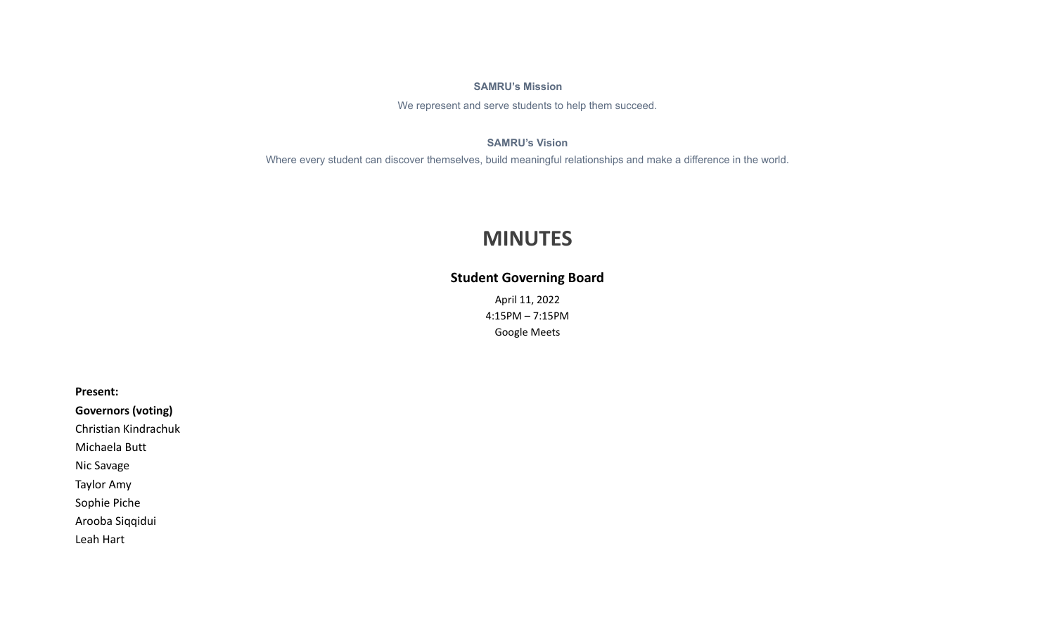**SAMRU's Mission**

We represent and serve students to help them succeed.

**SAMRU's Vision**

Where every student can discover themselves, build meaningful relationships and make a difference in the world.

# MINUTES

## Student Governing Board

April 11, 2022
4:15PM – 7:15PM
Google Meets

**Present:**

**Governors (voting)**

Christian Kindrachuk
Michaela Butt
Nic Savage
Taylor Amy
Sophie Piche
Arooba Siqqidui
Leah Hart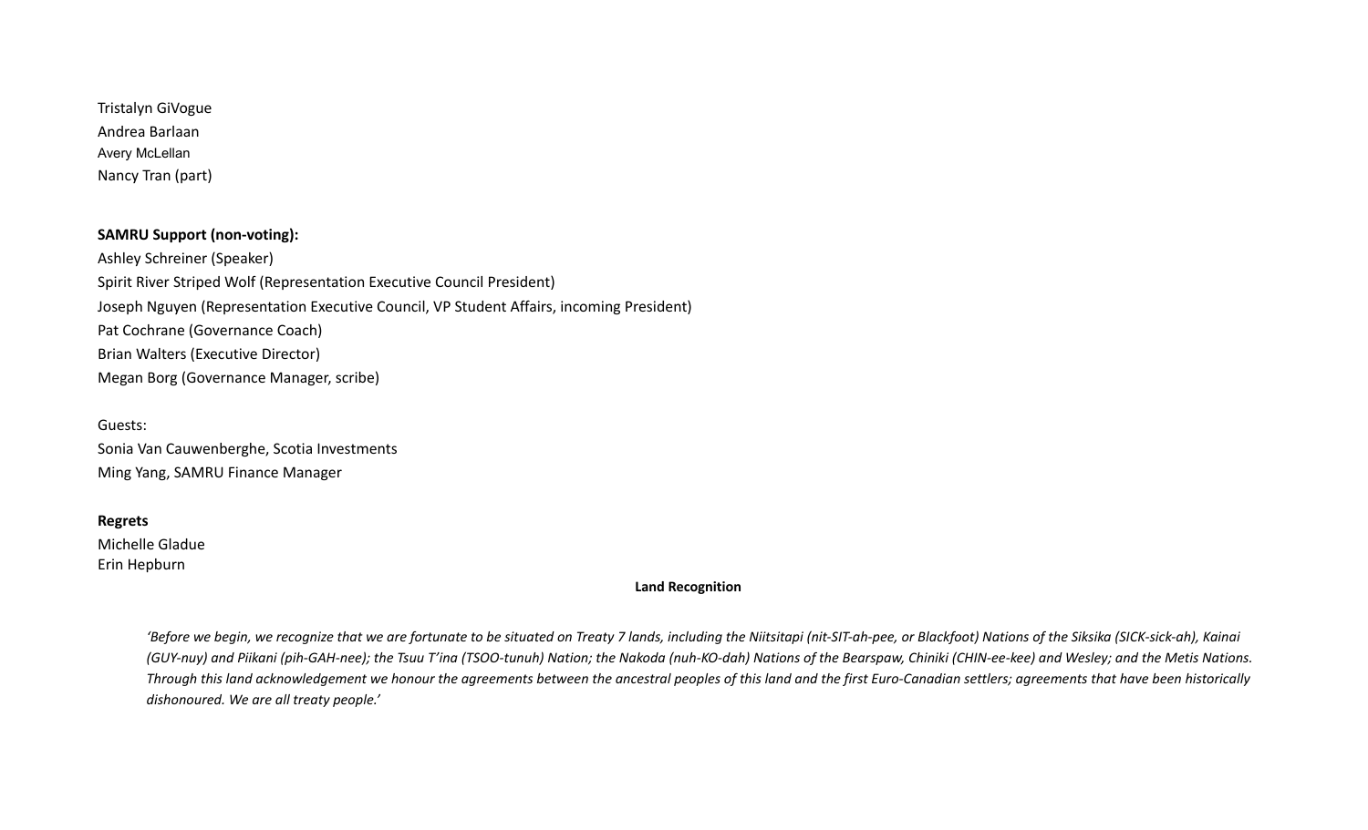Tristalyn GiVogue
Andrea Barlaan
Avery McLellan
Nancy Tran (part)

**SAMRU Support (non-voting):**
Ashley Schreiner (Speaker)
Spirit River Striped Wolf (Representation Executive Council President)
Joseph Nguyen (Representation Executive Council, VP Student Affairs, incoming President)
Pat Cochrane (Governance Coach)
Brian Walters (Executive Director)
Megan Borg (Governance Manager, scribe)

Guests:
Sonia Van Cauwenberghe, Scotia Investments
Ming Yang, SAMRU Finance Manager

**Regrets**
Michelle Gladue
Erin Hepburn

**Land Recognition**

*'Before we begin, we recognize that we are fortunate to be situated on Treaty 7 lands, including the Niitsitapi (nit-SIT-ah-pee, or Blackfoot) Nations of the Siksika (SICK-sick-ah), Kainai (GUY-nuy) and Piikani (pih-GAH-nee); the Tsuu T'ina (TSOO-tunuh) Nation; the Nakoda (nuh-KO-dah) Nations of the Bearspaw, Chiniki (CHIN-ee-kee) and Wesley; and the Metis Nations. Through this land acknowledgement we honour the agreements between the ancestral peoples of this land and the first Euro-Canadian settlers; agreements that have been historically dishonoured. We are all treaty people.'*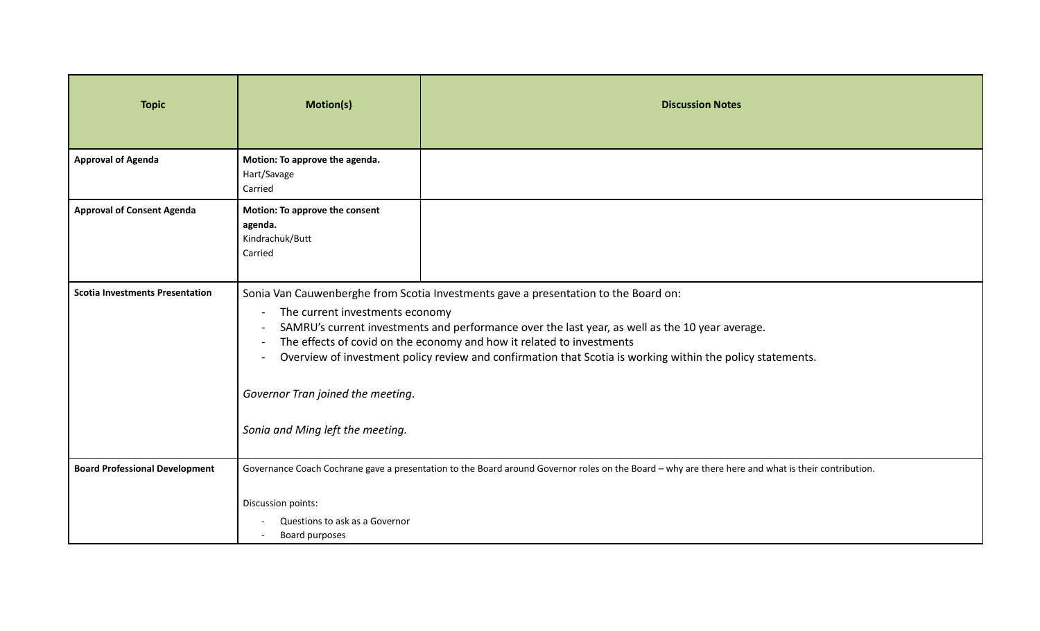| Topic | Motion(s) | Discussion Notes |
|---|---|---|
| **Approval of Agenda** | **Motion: To approve the agenda.**<br>Hart/Savage<br>Carried | |
| **Approval of Consent Agenda** | **Motion: To approve the consent agenda.**<br>Kindrachuk/Butt<br>Carried | |
| **Scotia Investments Presentation** | Sonia Van Cauwenberghe from Scotia Investments gave a presentation to the Board on:<br>- The current investments economy<br>- SAMRU's current investments and performance over the last year, as well as the 10 year average.<br>- The effects of covid on the economy and how it related to investments<br>- Overview of investment policy review and confirmation that Scotia is working within the policy statements.<br><br>*Governor Tran joined the meeting.*<br><br>*Sonia and Ming left the meeting.* | |
| **Board Professional Development** | Governance Coach Cochrane gave a presentation to the Board around Governor roles on the Board – why are there here and what is their contribution.<br><br>Discussion points:<br>- Questions to ask as a Governor<br>- Board purposes | |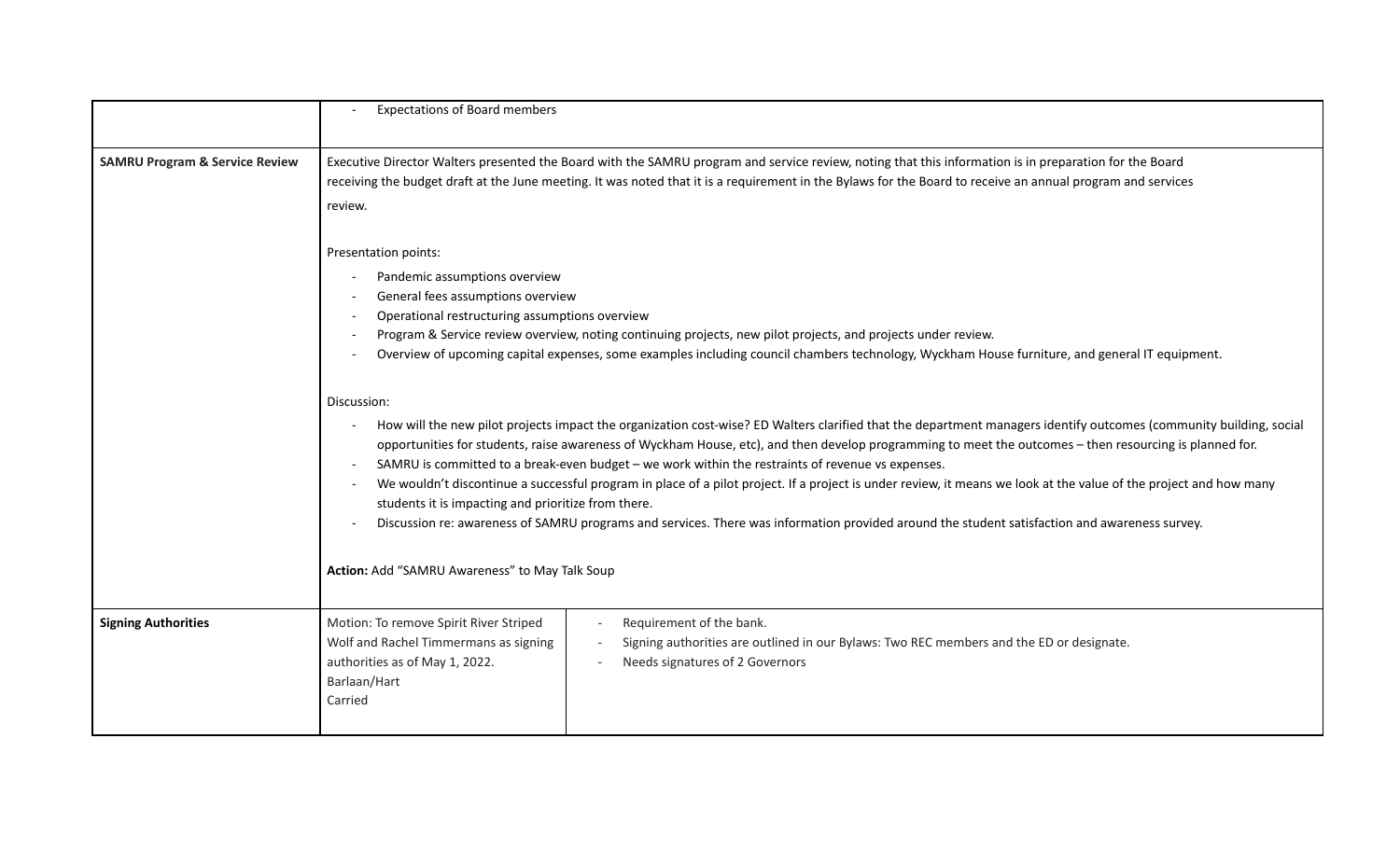| | | |
|---|---|---|
| | - Expectations of Board members | |
| **SAMRU Program & Service Review** | Executive Director Walters presented the Board with the SAMRU program and service review, noting that this information is in preparation for the Board receiving the budget draft at the June meeting. It was noted that it is a requirement in the Bylaws for the Board to receive an annual program and services review.<br><br>Presentation points:<br>- Pandemic assumptions overview<br>- General fees assumptions overview<br>- Operational restructuring assumptions overview<br>- Program & Service review overview, noting continuing projects, new pilot projects, and projects under review.<br>- Overview of upcoming capital expenses, some examples including council chambers technology, Wyckham House furniture, and general IT equipment.<br><br>Discussion:<br>- How will the new pilot projects impact the organization cost-wise? ED Walters clarified that the department managers identify outcomes (community building, social opportunities for students, raise awareness of Wyckham House, etc), and then develop programming to meet the outcomes – then resourcing is planned for.<br>- SAMRU is committed to a break-even budget – we work within the restraints of revenue vs expenses.<br>- We wouldn't discontinue a successful program in place of a pilot project. If a project is under review, it means we look at the value of the project and how many students it is impacting and prioritize from there.<br>- Discussion re: awareness of SAMRU programs and services. There was information provided around the student satisfaction and awareness survey.<br><br>**Action:** Add "SAMRU Awareness" to May Talk Soup | |
| **Signing Authorities** | Motion: To remove Spirit River Striped Wolf and Rachel Timmermans as signing authorities as of May 1, 2022.<br>Barlaan/Hart<br>Carried | - Requirement of the bank.<br>- Signing authorities are outlined in our Bylaws: Two REC members and the ED or designate.<br>- Needs signatures of 2 Governors |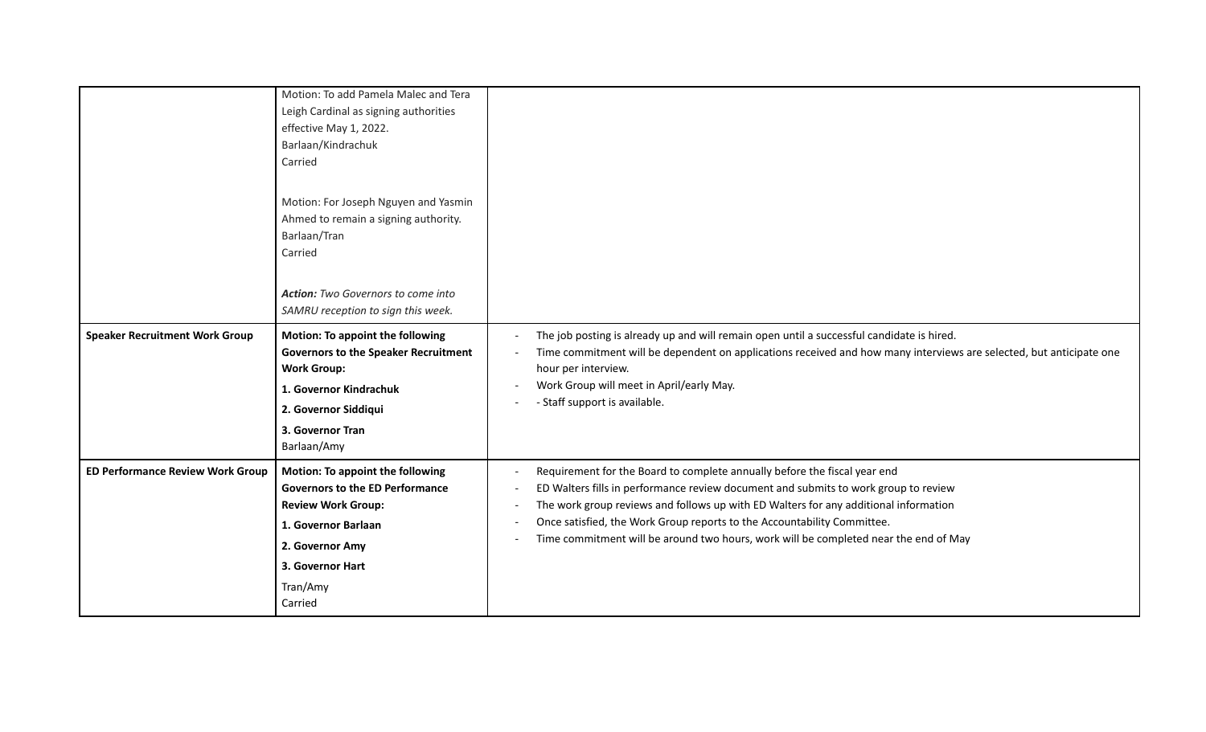| | | |
|---|---|---|
| | Motion: To add Pamela Malec and Tera Leigh Cardinal as signing authorities effective May 1, 2022.<br>Barlaan/Kindrachuk<br>Carried<br><br>Motion: For Joseph Nguyen and Yasmin Ahmed to remain a signing authority.<br>Barlaan/Tran<br>Carried<br><br>***Action:*** *Two Governors to come into SAMRU reception to sign this week.* | |
| **Speaker Recruitment Work Group** | **Motion: To appoint the following Governors to the Speaker Recruitment Work Group:**<br>**1. Governor Kindrachuk**<br>**2. Governor Siddiqui**<br>**3. Governor Tran**<br>Barlaan/Amy | - The job posting is already up and will remain open until a successful candidate is hired.<br>- Time commitment will be dependent on applications received and how many interviews are selected, but anticipate one hour per interview.<br>- Work Group will meet in April/early May.<br>- - Staff support is available. |
| **ED Performance Review Work Group** | **Motion: To appoint the following Governors to the ED Performance Review Work Group:**<br>**1. Governor Barlaan**<br>**2. Governor Amy**<br>**3. Governor Hart**<br>Tran/Amy<br>Carried | - Requirement for the Board to complete annually before the fiscal year end<br>- ED Walters fills in performance review document and submits to work group to review<br>- The work group reviews and follows up with ED Walters for any additional information<br>- Once satisfied, the Work Group reports to the Accountability Committee.<br>- Time commitment will be around two hours, work will be completed near the end of May |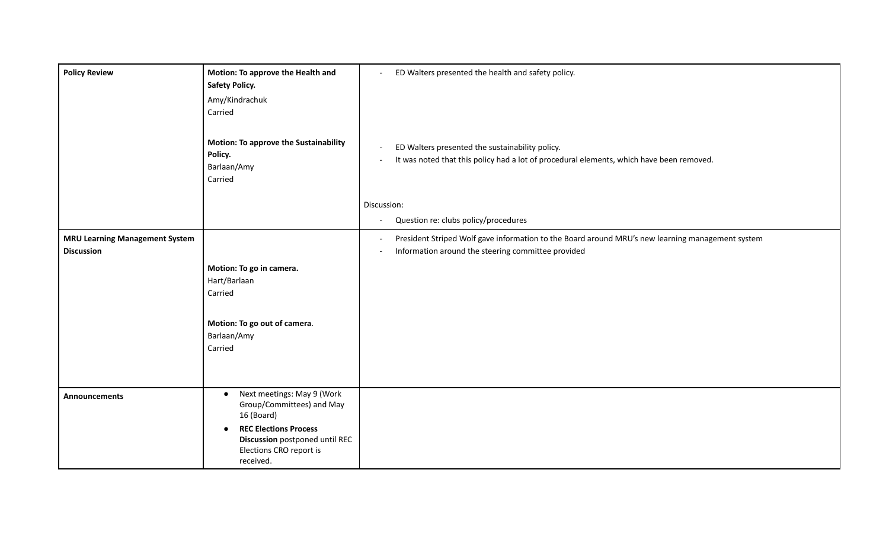| | | |
|---|---|---|
| **Policy Review** | **Motion: To approve the Health and Safety Policy.**<br>Amy/Kindrachuk<br>Carried<br><br>**Motion: To approve the Sustainability Policy.**<br>Barlaan/Amy<br>Carried | - ED Walters presented the health and safety policy.<br><br>- ED Walters presented the sustainability policy.<br>- It was noted that this policy had a lot of procedural elements, which have been removed.<br><br>Discussion:<br>- Question re: clubs policy/procedures |
| **MRU Learning Management System Discussion** | **Motion: To go in camera.**<br>Hart/Barlaan<br>Carried<br><br>**Motion: To go out of camera**.<br>Barlaan/Amy<br>Carried | - President Striped Wolf gave information to the Board around MRU's new learning management system<br>- Information around the steering committee provided |
| **Announcements** | • Next meetings: May 9 (Work Group/Committees) and May 16 (Board)<br>• **REC Elections Process Discussion** postponed until REC Elections CRO report is received. | |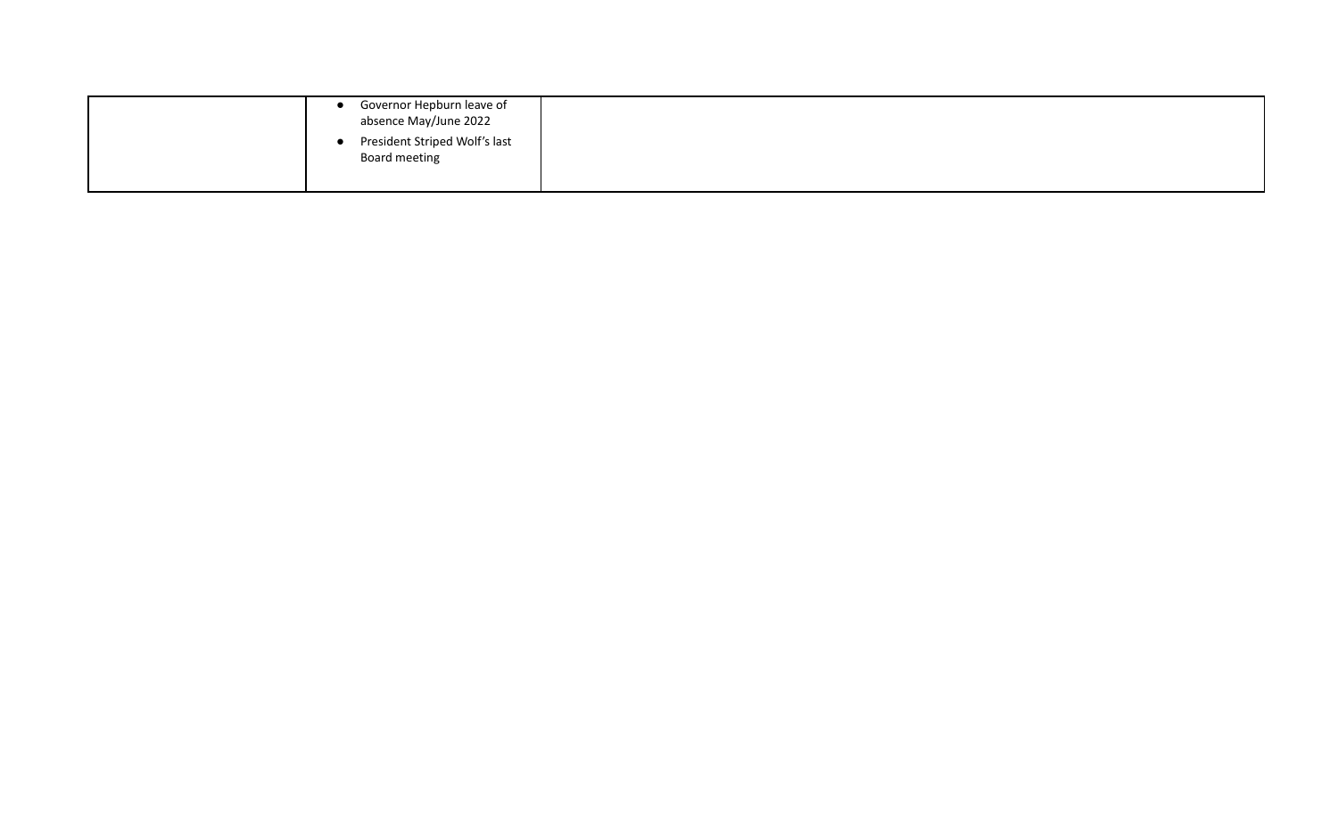| | | |
|---|---|---|
| | • Governor Hepburn leave of absence May/June 2022<br>• President Striped Wolf's last Board meeting | |